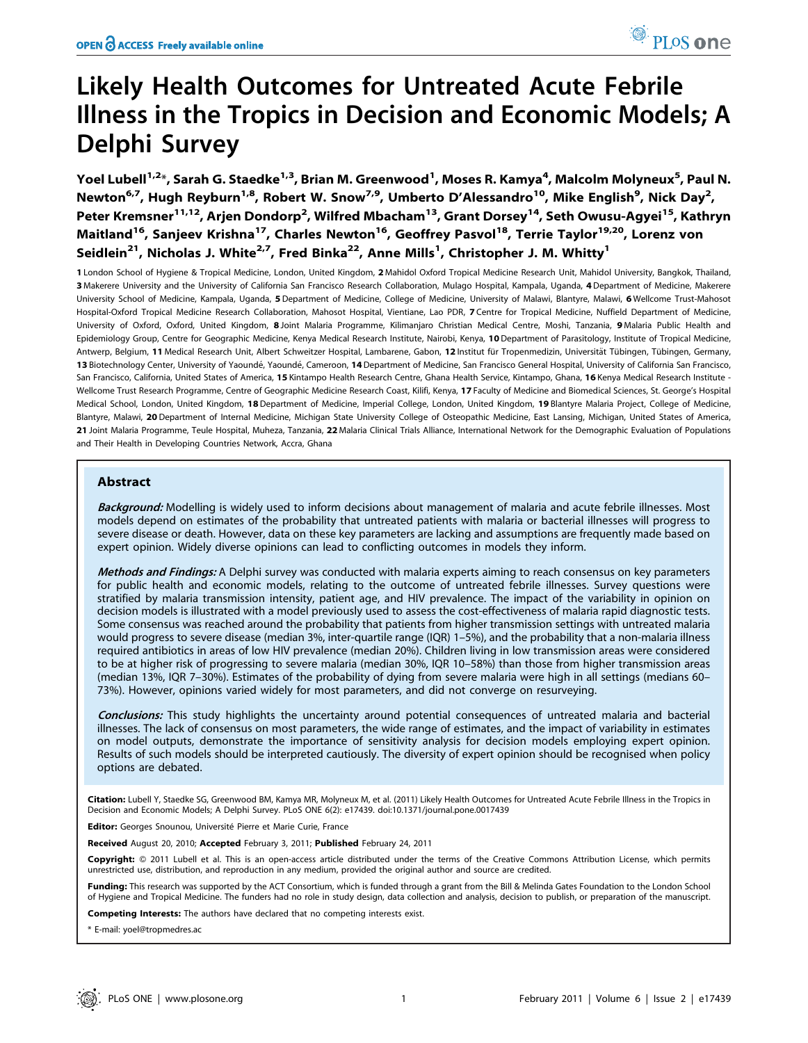# Likely Health Outcomes for Untreated Acute Febrile Illness in the Tropics in Decision and Economic Models; A Delphi Survey

**Yoel Lubell[1,2]\*, Sarah G. Staedke[1,3], Brian M. Greenwood[1], Moses R. Kamya[4], Malcolm Molyneux[5], Paul N. Newton[6,7], Hugh Reyburn[1,8], Robert W. Snow[7,9], Umberto D'Alessandro[10], Mike English[9], Nick Day[2], Peter Kremsner[11,12], Arjen Dondorp[2], Wilfred Mbacham[13], Grant Dorsey[14], Seth Owusu-Agyei[15], Kathryn Maitland[16], Sanjeev Krishna[17], Charles Newton[16], Geoffrey Pasvol[18], Terrie Taylor[19,20], Lorenz von Seidlein[21], Nicholas J. White[2,7], Fred Binka[22], Anne Mills[1], Christopher J. M. Whitty[1]**

**1** London School of Hygiene & Tropical Medicine, London, United Kingdom, **2** Mahidol Oxford Tropical Medicine Research Unit, Mahidol University, Bangkok, Thailand, **3** Makerere University and the University of California San Francisco Research Collaboration, Mulago Hospital, Kampala, Uganda, **4** Department of Medicine, Makerere University School of Medicine, Kampala, Uganda, **5** Department of Medicine, College of Medicine, University of Malawi, Blantyre, Malawi, **6** Wellcome Trust-Mahosot Hospital-Oxford Tropical Medicine Research Collaboration, Mahosot Hospital, Vientiane, Lao PDR, **7** Centre for Tropical Medicine, Nuffield Department of Medicine, University of Oxford, Oxford, United Kingdom, **8** Joint Malaria Programme, Kilimanjaro Christian Medical Centre, Moshi, Tanzania, **9** Malaria Public Health and Epidemiology Group, Centre for Geographic Medicine, Kenya Medical Research Institute, Nairobi, Kenya, **10** Department of Parasitology, Institute of Tropical Medicine, Antwerp, Belgium, **11** Medical Research Unit, Albert Schweitzer Hospital, Lambarene, Gabon, **12** Institut für Tropenmedizin, Universität Tübingen, Tübingen, Germany, **13** Biotechnology Center, University of Yaoundé, Yaoundé, Cameroon, **14** Department of Medicine, San Francisco General Hospital, University of California San Francisco, San Francisco, California, United States of America, **15** Kintampo Health Research Centre, Ghana Health Service, Kintampo, Ghana, **16** Kenya Medical Research Institute - Wellcome Trust Research Programme, Centre of Geographic Medicine Research Coast, Kilifi, Kenya, **17** Faculty of Medicine and Biomedical Sciences, St. George's Hospital Medical School, London, United Kingdom, **18** Department of Medicine, Imperial College, London, United Kingdom, **19** Blantyre Malaria Project, College of Medicine, Blantyre, Malawi, **20** Department of Internal Medicine, Michigan State University College of Osteopathic Medicine, East Lansing, Michigan, United States of America, **21** Joint Malaria Programme, Teule Hospital, Muheza, Tanzania, **22** Malaria Clinical Trials Alliance, International Network for the Demographic Evaluation of Populations and Their Health in Developing Countries Network, Accra, Ghana

## Abstract

***Background:*** Modelling is widely used to inform decisions about management of malaria and acute febrile illnesses. Most models depend on estimates of the probability that untreated patients with malaria or bacterial illnesses will progress to severe disease or death. However, data on these key parameters are lacking and assumptions are frequently made based on expert opinion. Widely diverse opinions can lead to conflicting outcomes in models they inform.

***Methods and Findings:*** A Delphi survey was conducted with malaria experts aiming to reach consensus on key parameters for public health and economic models, relating to the outcome of untreated febrile illnesses. Survey questions were stratified by malaria transmission intensity, patient age, and HIV prevalence. The impact of the variability in opinion on decision models is illustrated with a model previously used to assess the cost-effectiveness of malaria rapid diagnostic tests. Some consensus was reached around the probability that patients from higher transmission settings with untreated malaria would progress to severe disease (median 3%, inter-quartile range (IQR) 1–5%), and the probability that a non-malaria illness required antibiotics in areas of low HIV prevalence (median 20%). Children living in low transmission areas were considered to be at higher risk of progressing to severe malaria (median 30%, IQR 10–58%) than those from higher transmission areas (median 13%, IQR 7–30%). Estimates of the probability of dying from severe malaria were high in all settings (medians 60–73%). However, opinions varied widely for most parameters, and did not converge on resurveying.

***Conclusions:*** This study highlights the uncertainty around potential consequences of untreated malaria and bacterial illnesses. The lack of consensus on most parameters, the wide range of estimates, and the impact of variability in estimates on model outputs, demonstrate the importance of sensitivity analysis for decision models employing expert opinion. Results of such models should be interpreted cautiously. The diversity of expert opinion should be recognised when policy options are debated.

**Citation:** Lubell Y, Staedke SG, Greenwood BM, Kamya MR, Molyneux M, et al. (2011) Likely Health Outcomes for Untreated Acute Febrile Illness in the Tropics in Decision and Economic Models; A Delphi Survey. PLoS ONE 6(2): e17439. doi:10.1371/journal.pone.0017439

**Editor:** Georges Snounou, Université Pierre et Marie Curie, France

**Received** August 20, 2010; **Accepted** February 3, 2011; **Published** February 24, 2011

**Copyright:** © 2011 Lubell et al. This is an open-access article distributed under the terms of the Creative Commons Attribution License, which permits unrestricted use, distribution, and reproduction in any medium, provided the original author and source are credited.

**Funding:** This research was supported by the ACT Consortium, which is funded through a grant from the Bill & Melinda Gates Foundation to the London School of Hygiene and Tropical Medicine. The funders had no role in study design, data collection and analysis, decision to publish, or preparation of the manuscript.

**Competing Interests:** The authors have declared that no competing interests exist.

\* E-mail: yoel@tropmedres.ac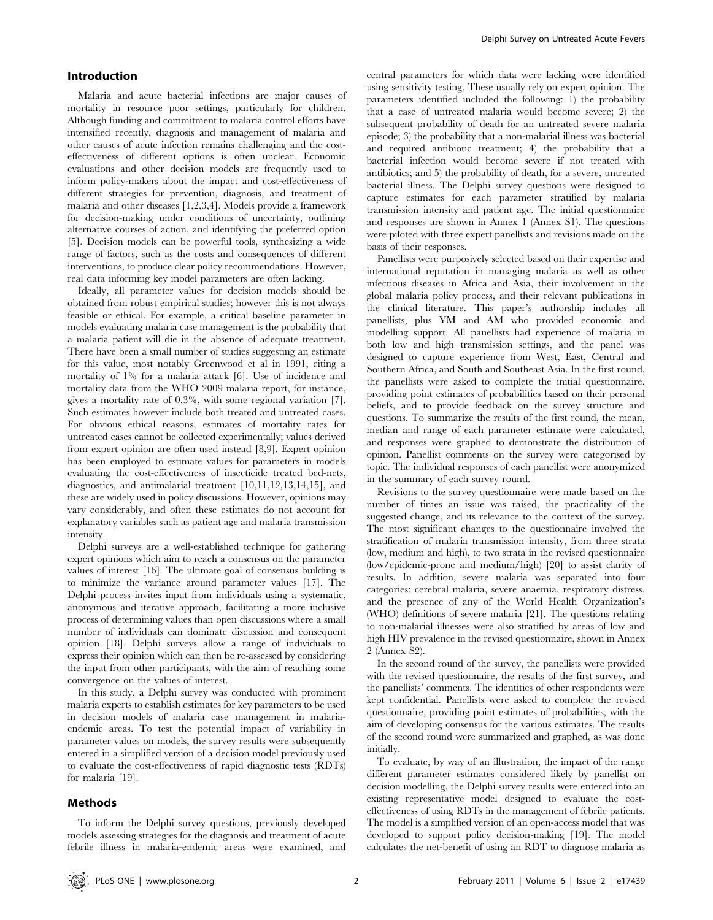## Introduction

Malaria and acute bacterial infections are major causes of mortality in resource poor settings, particularly for children. Although funding and commitment to malaria control efforts have intensified recently, diagnosis and management of malaria and other causes of acute infection remains challenging and the cost-effectiveness of different options is often unclear. Economic evaluations and other decision models are frequently used to inform policy-makers about the impact and cost-effectiveness of different strategies for prevention, diagnosis, and treatment of malaria and other diseases [1,2,3,4]. Models provide a framework for decision-making under conditions of uncertainty, outlining alternative courses of action, and identifying the preferred option [5]. Decision models can be powerful tools, synthesizing a wide range of factors, such as the costs and consequences of different interventions, to produce clear policy recommendations. However, real data informing key model parameters are often lacking.

Ideally, all parameter values for decision models should be obtained from robust empirical studies; however this is not always feasible or ethical. For example, a critical baseline parameter in models evaluating malaria case management is the probability that a malaria patient will die in the absence of adequate treatment. There have been a small number of studies suggesting an estimate for this value, most notably Greenwood et al in 1991, citing a mortality of 1% for a malaria attack [6]. Use of incidence and mortality data from the WHO 2009 malaria report, for instance, gives a mortality rate of 0.3%, with some regional variation [7]. Such estimates however include both treated and untreated cases. For obvious ethical reasons, estimates of mortality rates for untreated cases cannot be collected experimentally; values derived from expert opinion are often used instead [8,9]. Expert opinion has been employed to estimate values for parameters in models evaluating the cost-effectiveness of insecticide treated bed-nets, diagnostics, and antimalarial treatment [10,11,12,13,14,15], and these are widely used in policy discussions. However, opinions may vary considerably, and often these estimates do not account for explanatory variables such as patient age and malaria transmission intensity.

Delphi surveys are a well-established technique for gathering expert opinions which aim to reach a consensus on the parameter values of interest [16]. The ultimate goal of consensus building is to minimize the variance around parameter values [17]. The Delphi process invites input from individuals using a systematic, anonymous and iterative approach, facilitating a more inclusive process of determining values than open discussions where a small number of individuals can dominate discussion and consequent opinion [18]. Delphi surveys allow a range of individuals to express their opinion which can then be re-assessed by considering the input from other participants, with the aim of reaching some convergence on the values of interest.

In this study, a Delphi survey was conducted with prominent malaria experts to establish estimates for key parameters to be used in decision models of malaria case management in malaria-endemic areas. To test the potential impact of variability in parameter values on models, the survey results were subsequently entered in a simplified version of a decision model previously used to evaluate the cost-effectiveness of rapid diagnostic tests (RDTs) for malaria [19].

## Methods

To inform the Delphi survey questions, previously developed models assessing strategies for the diagnosis and treatment of acute febrile illness in malaria-endemic areas were examined, and central parameters for which data were lacking were identified using sensitivity testing. These usually rely on expert opinion. The parameters identified included the following: 1) the probability that a case of untreated malaria would become severe; 2) the subsequent probability of death for an untreated severe malaria episode; 3) the probability that a non-malarial illness was bacterial and required antibiotic treatment; 4) the probability that a bacterial infection would become severe if not treated with antibiotics; and 5) the probability of death, for a severe, untreated bacterial illness. The Delphi survey questions were designed to capture estimates for each parameter stratified by malaria transmission intensity and patient age. The initial questionnaire and responses are shown in Annex 1 (Annex S1). The questions were piloted with three expert panellists and revisions made on the basis of their responses.

Panellists were purposively selected based on their expertise and international reputation in managing malaria as well as other infectious diseases in Africa and Asia, their involvement in the global malaria policy process, and their relevant publications in the clinical literature. This paper's authorship includes all panellists, plus YM and AM who provided economic and modelling support. All panellists had experience of malaria in both low and high transmission settings, and the panel was designed to capture experience from West, East, Central and Southern Africa, and South and Southeast Asia. In the first round, the panellists were asked to complete the initial questionnaire, providing point estimates of probabilities based on their personal beliefs, and to provide feedback on the survey structure and questions. To summarize the results of the first round, the mean, median and range of each parameter estimate were calculated, and responses were graphed to demonstrate the distribution of opinion. Panellist comments on the survey were categorised by topic. The individual responses of each panellist were anonymized in the summary of each survey round.

Revisions to the survey questionnaire were made based on the number of times an issue was raised, the practicality of the suggested change, and its relevance to the context of the survey. The most significant changes to the questionnaire involved the stratification of malaria transmission intensity, from three strata (low, medium and high), to two strata in the revised questionnaire (low/epidemic-prone and medium/high) [20] to assist clarity of results. In addition, severe malaria was separated into four categories: cerebral malaria, severe anaemia, respiratory distress, and the presence of any of the World Health Organization's (WHO) definitions of severe malaria [21]. The questions relating to non-malarial illnesses were also stratified by areas of low and high HIV prevalence in the revised questionnaire, shown in Annex 2 (Annex S2).

In the second round of the survey, the panellists were provided with the revised questionnaire, the results of the first survey, and the panellists' comments. The identities of other respondents were kept confidential. Panellists were asked to complete the revised questionnaire, providing point estimates of probabilities, with the aim of developing consensus for the various estimates. The results of the second round were summarized and graphed, as was done initially.

To evaluate, by way of an illustration, the impact of the range different parameter estimates considered likely by panellist on decision modelling, the Delphi survey results were entered into an existing representative model designed to evaluate the cost-effectiveness of using RDTs in the management of febrile patients. The model is a simplified version of an open-access model that was developed to support policy decision-making [19]. The model calculates the net-benefit of using an RDT to diagnose malaria as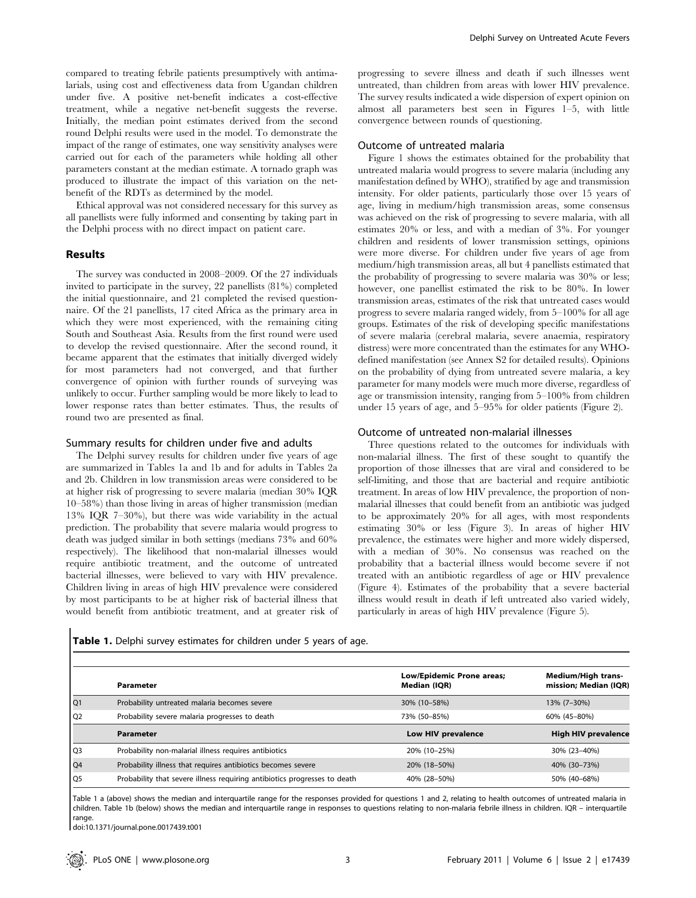compared to treating febrile patients presumptively with antimalarials, using cost and effectiveness data from Ugandan children under five. A positive net-benefit indicates a cost-effective treatment, while a negative net-benefit suggests the reverse. Initially, the median point estimates derived from the second round Delphi results were used in the model. To demonstrate the impact of the range of estimates, one way sensitivity analyses were carried out for each of the parameters while holding all other parameters constant at the median estimate. A tornado graph was produced to illustrate the impact of this variation on the net-benefit of the RDTs as determined by the model.

Ethical approval was not considered necessary for this survey as all panellists were fully informed and consenting by taking part in the Delphi process with no direct impact on patient care.

## Results

The survey was conducted in 2008–2009. Of the 27 individuals invited to participate in the survey, 22 panellists (81%) completed the initial questionnaire, and 21 completed the revised questionnaire. Of the 21 panellists, 17 cited Africa as the primary area in which they were most experienced, with the remaining citing South and Southeast Asia. Results from the first round were used to develop the revised questionnaire. After the second round, it became apparent that the estimates that initially diverged widely for most parameters had not converged, and that further convergence of opinion with further rounds of surveying was unlikely to occur. Further sampling would be more likely to lead to lower response rates than better estimates. Thus, the results of round two are presented as final.

### Summary results for children under five and adults

The Delphi survey results for children under five years of age are summarized in Tables 1a and 1b and for adults in Tables 2a and 2b. Children in low transmission areas were considered to be at higher risk of progressing to severe malaria (median 30% IQR 10–58%) than those living in areas of higher transmission (median 13% IQR 7–30%), but there was wide variability in the actual prediction. The probability that severe malaria would progress to death was judged similar in both settings (medians 73% and 60% respectively). The likelihood that non-malarial illnesses would require antibiotic treatment, and the outcome of untreated bacterial illnesses, were believed to vary with HIV prevalence. Children living in areas of high HIV prevalence were considered by most participants to be at higher risk of bacterial illness that would benefit from antibiotic treatment, and at greater risk of progressing to severe illness and death if such illnesses went untreated, than children from areas with lower HIV prevalence. The survey results indicated a wide dispersion of expert opinion on almost all parameters best seen in Figures 1–5, with little convergence between rounds of questioning.

### Outcome of untreated malaria

Figure 1 shows the estimates obtained for the probability that untreated malaria would progress to severe malaria (including any manifestation defined by WHO), stratified by age and transmission intensity. For older patients, particularly those over 15 years of age, living in medium/high transmission areas, some consensus was achieved on the risk of progressing to severe malaria, with all estimates 20% or less, and with a median of 3%. For younger children and residents of lower transmission settings, opinions were more diverse. For children under five years of age from medium/high transmission areas, all but 4 panellists estimated that the probability of progressing to severe malaria was 30% or less; however, one panellist estimated the risk to be 80%. In lower transmission areas, estimates of the risk that untreated cases would progress to severe malaria ranged widely, from 5–100% for all age groups. Estimates of the risk of developing specific manifestations of severe malaria (cerebral malaria, severe anaemia, respiratory distress) were more concentrated than the estimates for any WHO-defined manifestation (see Annex S2 for detailed results). Opinions on the probability of dying from untreated severe malaria, a key parameter for many models were much more diverse, regardless of age or transmission intensity, ranging from 5–100% from children under 15 years of age, and 5–95% for older patients (Figure 2).

### Outcome of untreated non-malarial illnesses

Three questions related to the outcomes for individuals with non-malarial illness. The first of these sought to quantify the proportion of those illnesses that are viral and considered to be self-limiting, and those that are bacterial and require antibiotic treatment. In areas of low HIV prevalence, the proportion of non-malarial illnesses that could benefit from an antibiotic was judged to be approximately 20% for all ages, with most respondents estimating 30% or less (Figure 3). In areas of higher HIV prevalence, the estimates were higher and more widely dispersed, with a median of 30%. No consensus was reached on the probability that a bacterial illness would become severe if not treated with an antibiotic regardless of age or HIV prevalence (Figure 4). Estimates of the probability that a severe bacterial illness would result in death if left untreated also varied widely, particularly in areas of high HIV prevalence (Figure 5).

**Table 1.** Delphi survey estimates for children under 5 years of age.

| | Parameter | Low/Epidemic Prone areas; Median (IQR) | Medium/High transmission; Median (IQR) |
|---|---|---|---|
| Q1 | Probability untreated malaria becomes severe | 30% (10–58%) | 13% (7–30%) |
| Q2 | Probability severe malaria progresses to death | 73% (50–85%) | 60% (45–80%) |
| | **Parameter** | **Low HIV prevalence** | **High HIV prevalence** |
| Q3 | Probability non-malarial illness requires antibiotics | 20% (10–25%) | 30% (23–40%) |
| Q4 | Probability illness that requires antibiotics becomes severe | 20% (18–50%) | 40% (30–73%) |
| Q5 | Probability that severe illness requiring antibiotics progresses to death | 40% (28–50%) | 50% (40–68%) |

Table 1 a (above) shows the median and interquartile range for the responses provided for questions 1 and 2, relating to health outcomes of untreated malaria in children. Table 1b (below) shows the median and interquartile range in responses to questions relating to non-malaria febrile illness in children. IQR – interquartile range.

doi:10.1371/journal.pone.0017439.t001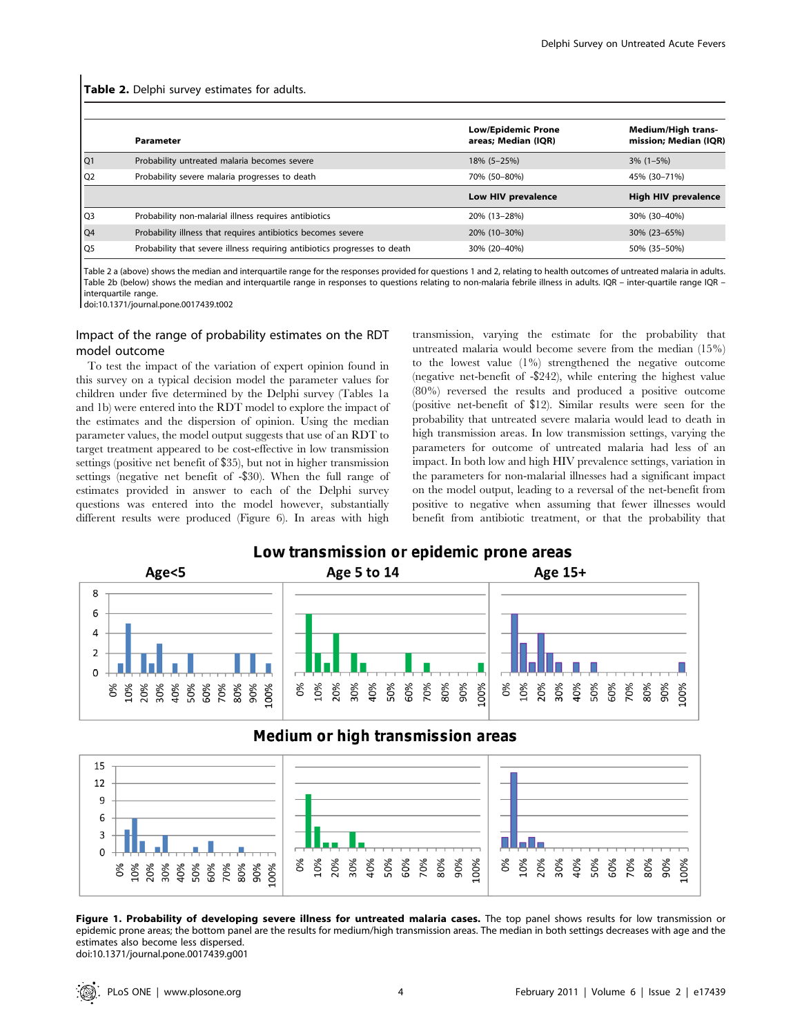**Table 2.** Delphi survey estimates for adults.

| | Parameter | Low/Epidemic Prone areas; Median (IQR) | Medium/High transmission; Median (IQR) |
|---|---|---|---|
| Q1 | Probability untreated malaria becomes severe | 18% (5–25%) | 3% (1–5%) |
| Q2 | Probability severe malaria progresses to death | 70% (50–80%) | 45% (30–71%) |
| | | **Low HIV prevalence** | **High HIV prevalence** |
| Q3 | Probability non-malarial illness requires antibiotics | 20% (13–28%) | 30% (30–40%) |
| Q4 | Probability illness that requires antibiotics becomes severe | 20% (10–30%) | 30% (23–65%) |
| Q5 | Probability that severe illness requiring antibiotics progresses to death | 30% (20–40%) | 50% (35–50%) |

Table 2 a (above) shows the median and interquartile range for the responses provided for questions 1 and 2, relating to health outcomes of untreated malaria in adults. Table 2b (below) shows the median and interquartile range in responses to questions relating to non-malaria febrile illness in adults. IQR – inter-quartile range IQR – interquartile range.

doi:10.1371/journal.pone.0017439.t002

### Impact of the range of probability estimates on the RDT model outcome

To test the impact of the variation of expert opinion found in this survey on a typical decision model the parameter values for children under five determined by the Delphi survey (Tables 1a and 1b) were entered into the RDT model to explore the impact of the estimates and the dispersion of opinion. Using the median parameter values, the model output suggests that use of an RDT to target treatment appeared to be cost-effective in low transmission settings (positive net benefit of $35), but not in higher transmission settings (negative net benefit of -$30). When the full range of estimates provided in answer to each of the Delphi survey questions was entered into the model however, substantially different results were produced (Figure 6). In areas with high transmission, varying the estimate for the probability that untreated malaria would become severe from the median (15%) to the lowest value (1%) strengthened the negative outcome (negative net-benefit of -$242), while entering the highest value (80%) reversed the results and produced a positive outcome (positive net-benefit of $12). Similar results were seen for the probability that untreated severe malaria would lead to death in high transmission areas. In low transmission settings, varying the parameters for outcome of untreated malaria had less of an impact. In both low and high HIV prevalence settings, variation in the parameters for non-malarial illnesses had a significant impact on the model output, leading to a reversal of the net-benefit from positive to negative when assuming that fewer illnesses would benefit from antibiotic treatment, or that the probability that

**Figure 1. Probability of developing severe illness for untreated malaria cases.** The top panel shows results for low transmission or epidemic prone areas; the bottom panel are the results for medium/high transmission areas. The median in both settings decreases with age and the estimates also become less dispersed.

doi:10.1371/journal.pone.0017439.g001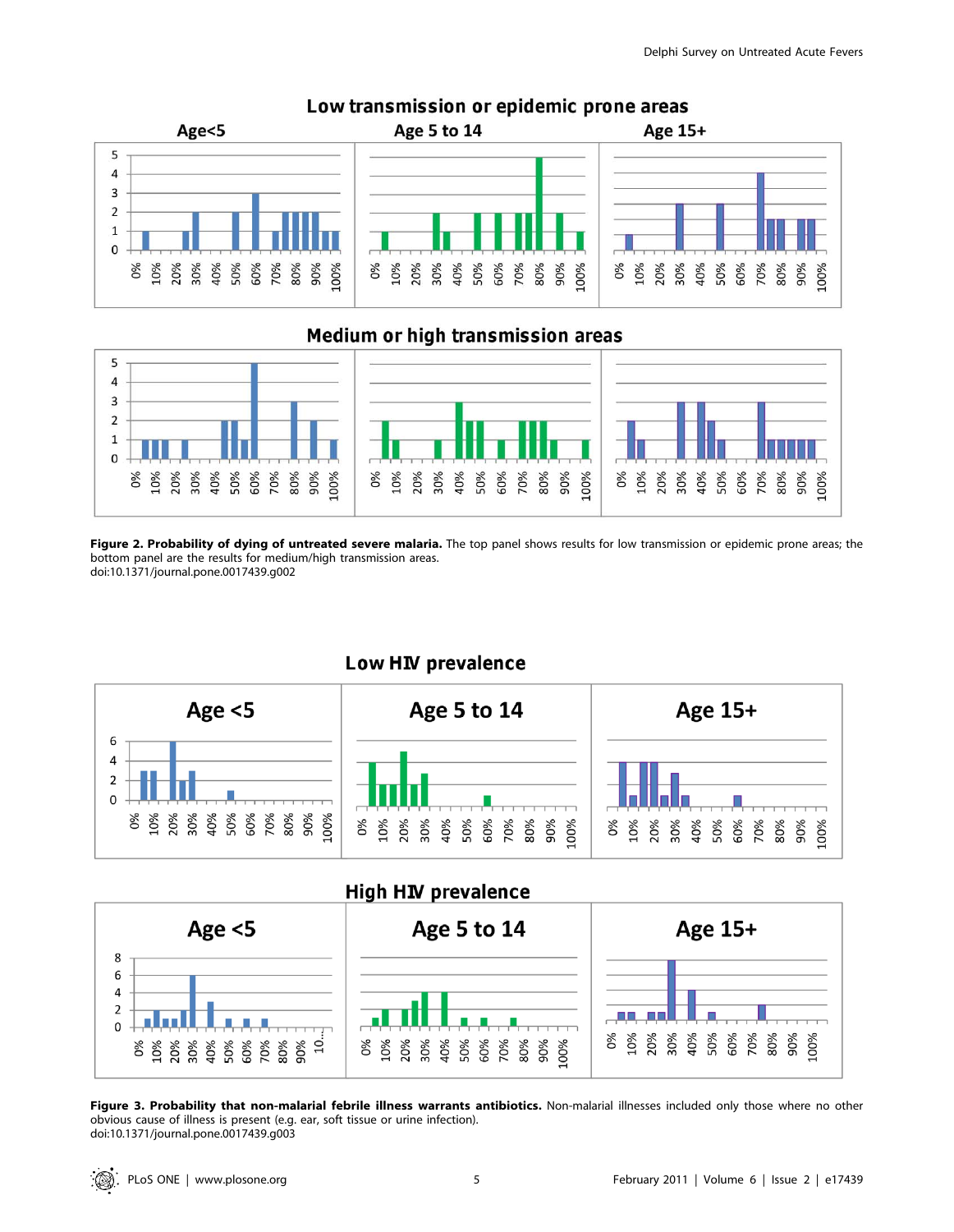**Figure 2. Probability of dying of untreated severe malaria.** The top panel shows results for low transmission or epidemic prone areas; the bottom panel are the results for medium/high transmission areas.
doi:10.1371/journal.pone.0017439.g002

**Figure 3. Probability that non-malarial febrile illness warrants antibiotics.** Non-malarial illnesses included only those where no other obvious cause of illness is present (e.g. ear, soft tissue or urine infection).
doi:10.1371/journal.pone.0017439.g003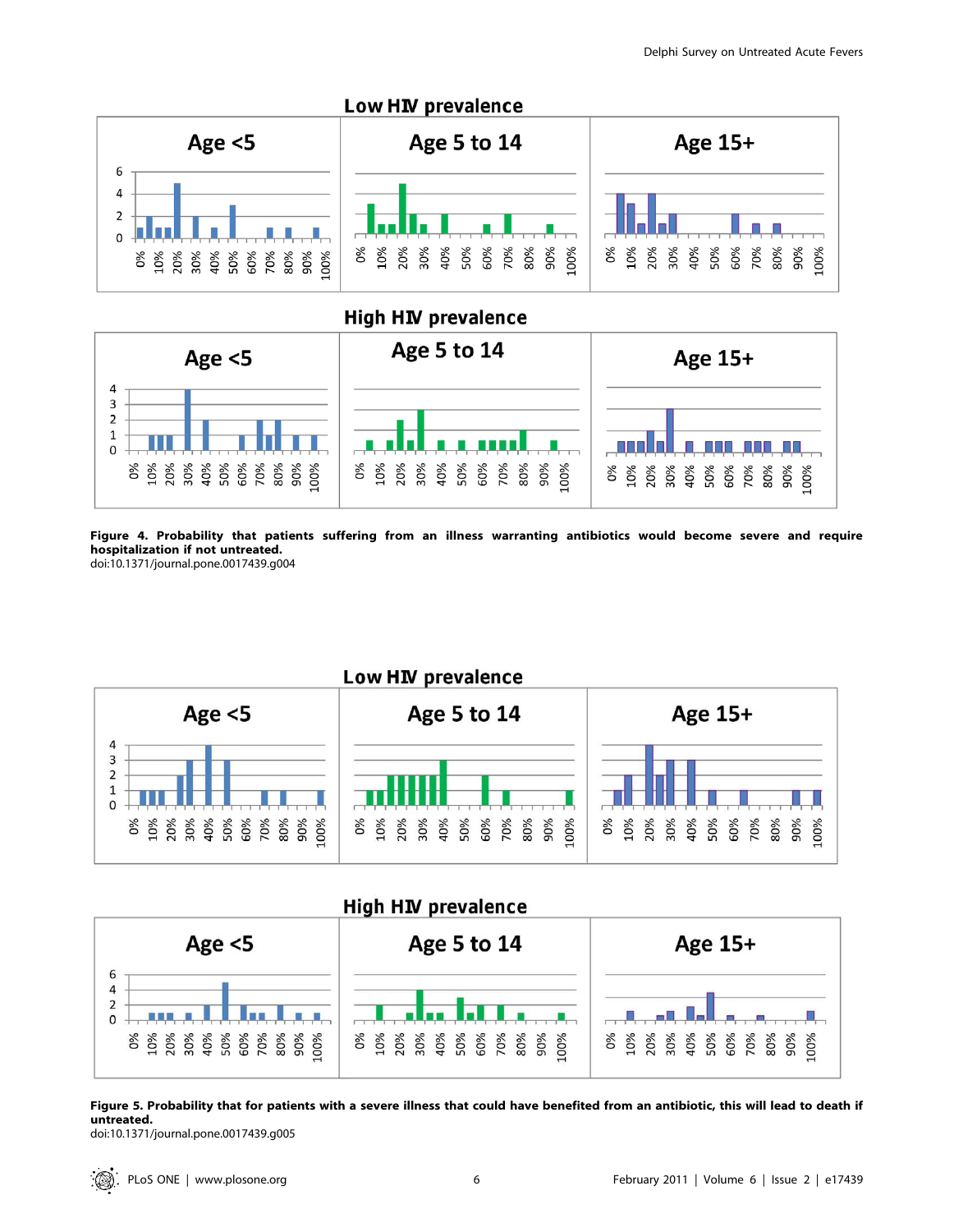**Figure 4. Probability that patients suffering from an illness warranting antibiotics would become severe and require hospitalization if not untreated.**
doi:10.1371/journal.pone.0017439.g004

**Figure 5. Probability that for patients with a severe illness that could have benefited from an antibiotic, this will lead to death if untreated.**
doi:10.1371/journal.pone.0017439.g005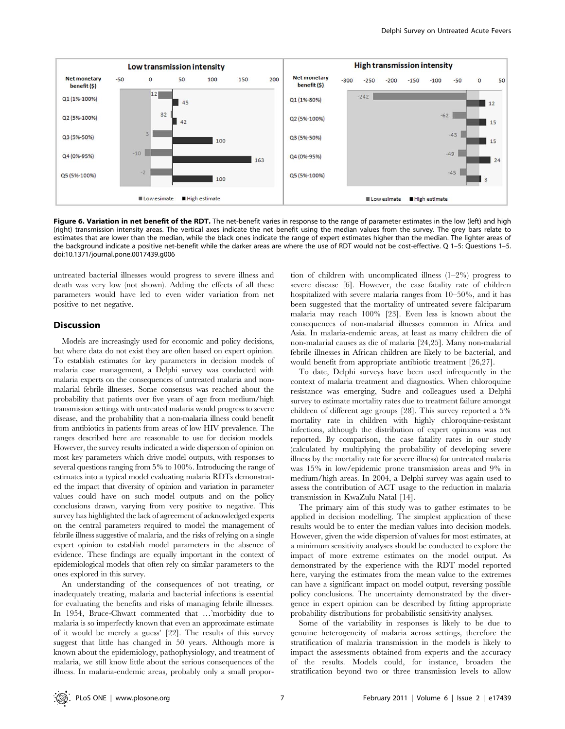Low transmission intensity

Net monetary benefit ($)

-50 0 50 100 150 200

Q1 (1%-100%) 12 45

Q2 (5%-100%) 32 42

Q3 (5%-50%) 3 100

Q4 (0%-95%) -10 163

Q5 (5%-100%) -2 100

Low esimate High estimate

High transmission intensity

Net monetary benefit ($)

-300 -250 -200 -150 -100 -50 0 50

Q1 (1%-80%) -242 12

Q2 (5%-100%) -62 15

Q3 (5%-50%) -43 15

Q4 (0%-95%) -49 24

Q5 (5%-100%) -45 3

Low esimate High estimate

**Figure 6. Variation in net benefit of the RDT.** The net-benefit varies in response to the range of parameter estimates in the low (left) and high (right) transmission intensity areas. The vertical axes indicate the net benefit using the median values from the survey. The grey bars relate to estimates that are lower than the median, while the black ones indicate the range of expert estimates higher than the median. The lighter areas of the background indicate a positive net-benefit while the darker areas are where the use of RDT would not be cost-effective. Q 1–5: Questions 1–5. doi:10.1371/journal.pone.0017439.g006

untreated bacterial illnesses would progress to severe illness and death was very low (not shown). Adding the effects of all these parameters would have led to even wider variation from net positive to net negative.

## Discussion

Models are increasingly used for economic and policy decisions, but where data do not exist they are often based on expert opinion. To establish estimates for key parameters in decision models of malaria case management, a Delphi survey was conducted with malaria experts on the consequences of untreated malaria and non-malarial febrile illnesses. Some consensus was reached about the probability that patients over five years of age from medium/high transmission settings with untreated malaria would progress to severe disease, and the probability that a non-malaria illness could benefit from antibiotics in patients from areas of low HIV prevalence. The ranges described here are reasonable to use for decision models. However, the survey results indicated a wide dispersion of opinion on most key parameters which drive model outputs, with responses to several questions ranging from 5% to 100%. Introducing the range of estimates into a typical model evaluating malaria RDTs demonstrated the impact that diversity of opinion and variation in parameter values could have on such model outputs and on the policy conclusions drawn, varying from very positive to negative. This survey has highlighted the lack of agreement of acknowledged experts on the central parameters required to model the management of febrile illness suggestive of malaria, and the risks of relying on a single expert opinion to establish model parameters in the absence of evidence. These findings are equally important in the context of epidemiological models that often rely on similar parameters to the ones explored in this survey.

An understanding of the consequences of not treating, or inadequately treating, malaria and bacterial infections is essential for evaluating the benefits and risks of managing febrile illnesses. In 1954, Bruce-Chwatt commented that …'morbidity due to malaria is so imperfectly known that even an approximate estimate of it would be merely a guess' [22]. The results of this survey suggest that little has changed in 50 years. Although more is known about the epidemiology, pathophysiology, and treatment of malaria, we still know little about the serious consequences of the illness. In malaria-endemic areas, probably only a small proportion of children with uncomplicated illness (1–2%) progress to severe disease [6]. However, the case fatality rate of children hospitalized with severe malaria ranges from 10–50%, and it has been suggested that the mortality of untreated severe falciparum malaria may reach 100% [23]. Even less is known about the consequences of non-malarial illnesses common in Africa and Asia. In malaria-endemic areas, at least as many children die of non-malarial causes as die of malaria [24,25]. Many non-malarial febrile illnesses in African children are likely to be bacterial, and would benefit from appropriate antibiotic treatment [26,27].

To date, Delphi surveys have been used infrequently in the context of malaria treatment and diagnostics. When chloroquine resistance was emerging, Sudre and colleagues used a Delphi survey to estimate mortality rates due to treatment failure amongst children of different age groups [28]. This survey reported a 5% mortality rate in children with highly chloroquine-resistant infections, although the distribution of expert opinions was not reported. By comparison, the case fatality rates in our study (calculated by multiplying the probability of developing severe illness by the mortality rate for severe illness) for untreated malaria was 15% in low/epidemic prone transmission areas and 9% in medium/high areas. In 2004, a Delphi survey was again used to assess the contribution of ACT usage to the reduction in malaria transmission in KwaZulu Natal [14].

The primary aim of this study was to gather estimates to be applied in decision modelling. The simplest application of these results would be to enter the median values into decision models. However, given the wide dispersion of values for most estimates, at a minimum sensitivity analyses should be conducted to explore the impact of more extreme estimates on the model output. As demonstrated by the experience with the RDT model reported here, varying the estimates from the mean value to the extremes can have a significant impact on model output, reversing possible policy conclusions. The uncertainty demonstrated by the divergence in expert opinion can be described by fitting appropriate probability distributions for probabilistic sensitivity analyses.

Some of the variability in responses is likely to be due to genuine heterogeneity of malaria across settings, therefore the stratification of malaria transmission in the models is likely to impact the assessments obtained from experts and the accuracy of the results. Models could, for instance, broaden the stratification beyond two or three transmission levels to allow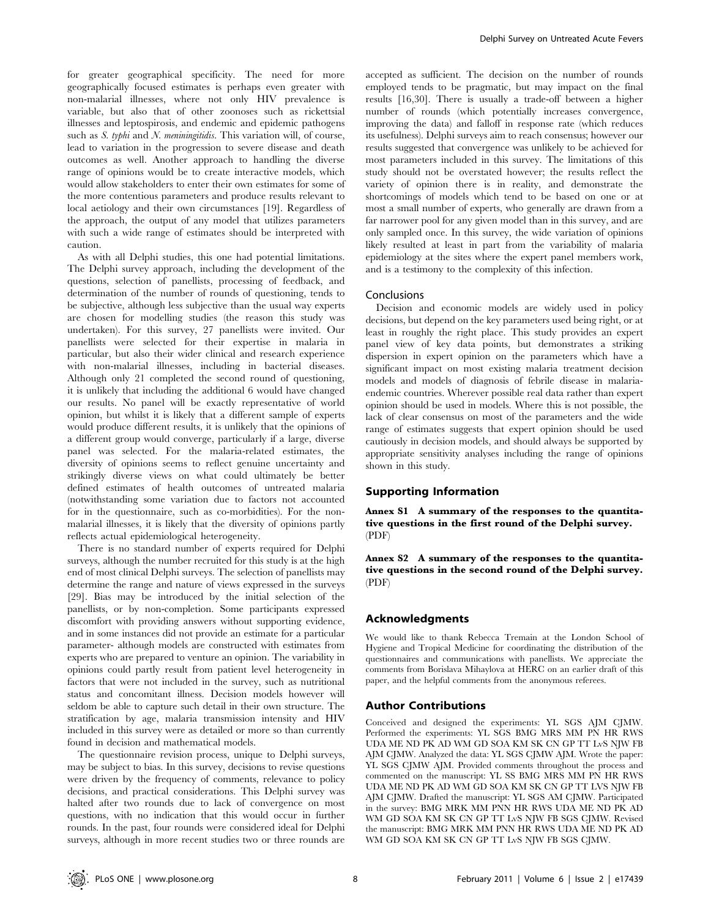for greater geographical specificity. The need for more geographically focused estimates is perhaps even greater with non-malarial illnesses, where not only HIV prevalence is variable, but also that of other zoonoses such as rickettsial illnesses and leptospirosis, and endemic and epidemic pathogens such as *S. typhi* and *N. meningitidis*. This variation will, of course, lead to variation in the progression to severe disease and death outcomes as well. Another approach to handling the diverse range of opinions would be to create interactive models, which would allow stakeholders to enter their own estimates for some of the more contentious parameters and produce results relevant to local aetiology and their own circumstances [19]. Regardless of the approach, the output of any model that utilizes parameters with such a wide range of estimates should be interpreted with caution.

As with all Delphi studies, this one had potential limitations. The Delphi survey approach, including the development of the questions, selection of panellists, processing of feedback, and determination of the number of rounds of questioning, tends to be subjective, although less subjective than the usual way experts are chosen for modelling studies (the reason this study was undertaken). For this survey, 27 panellists were invited. Our panellists were selected for their expertise in malaria in particular, but also their wider clinical and research experience with non-malarial illnesses, including in bacterial diseases. Although only 21 completed the second round of questioning, it is unlikely that including the additional 6 would have changed our results. No panel will be exactly representative of world opinion, but whilst it is likely that a different sample of experts would produce different results, it is unlikely that the opinions of a different group would converge, particularly if a large, diverse panel was selected. For the malaria-related estimates, the diversity of opinions seems to reflect genuine uncertainty and strikingly diverse views on what could ultimately be better defined estimates of health outcomes of untreated malaria (notwithstanding some variation due to factors not accounted for in the questionnaire, such as co-morbidities). For the non-malarial illnesses, it is likely that the diversity of opinions partly reflects actual epidemiological heterogeneity.

There is no standard number of experts required for Delphi surveys, although the number recruited for this study is at the high end of most clinical Delphi surveys. The selection of panellists may determine the range and nature of views expressed in the surveys [29]. Bias may be introduced by the initial selection of the panellists, or by non-completion. Some participants expressed discomfort with providing answers without supporting evidence, and in some instances did not provide an estimate for a particular parameter- although models are constructed with estimates from experts who are prepared to venture an opinion. The variability in opinions could partly result from patient level heterogeneity in factors that were not included in the survey, such as nutritional status and concomitant illness. Decision models however will seldom be able to capture such detail in their own structure. The stratification by age, malaria transmission intensity and HIV included in this survey were as detailed or more so than currently found in decision and mathematical models.

The questionnaire revision process, unique to Delphi surveys, may be subject to bias. In this survey, decisions to revise questions were driven by the frequency of comments, relevance to policy decisions, and practical considerations. This Delphi survey was halted after two rounds due to lack of convergence on most questions, with no indication that this would occur in further rounds. In the past, four rounds were considered ideal for Delphi surveys, although in more recent studies two or three rounds are accepted as sufficient. The decision on the number of rounds employed tends to be pragmatic, but may impact on the final results [16,30]. There is usually a trade-off between a higher number of rounds (which potentially increases convergence, improving the data) and falloff in response rate (which reduces its usefulness). Delphi surveys aim to reach consensus; however our results suggested that convergence was unlikely to be achieved for most parameters included in this survey. The limitations of this study should not be overstated however; the results reflect the variety of opinion there is in reality, and demonstrate the shortcomings of models which tend to be based on one or at most a small number of experts, who generally are drawn from a far narrower pool for any given model than in this survey, and are only sampled once. In this survey, the wide variation of opinions likely resulted at least in part from the variability of malaria epidemiology at the sites where the expert panel members work, and is a testimony to the complexity of this infection.

### Conclusions

Decision and economic models are widely used in policy decisions, but depend on the key parameters used being right, or at least in roughly the right place. This study provides an expert panel view of key data points, but demonstrates a striking dispersion in expert opinion on the parameters which have a significant impact on most existing malaria treatment decision models and models of diagnosis of febrile disease in malaria-endemic countries. Wherever possible real data rather than expert opinion should be used in models. Where this is not possible, the lack of clear consensus on most of the parameters and the wide range of estimates suggests that expert opinion should be used cautiously in decision models, and should always be supported by appropriate sensitivity analyses including the range of opinions shown in this study.

## Supporting Information

**Annex S1 A summary of the responses to the quantitative questions in the first round of the Delphi survey.** (PDF)

**Annex S2 A summary of the responses to the quantitative questions in the second round of the Delphi survey.** (PDF)

## Acknowledgments

We would like to thank Rebecca Tremain at the London School of Hygiene and Tropical Medicine for coordinating the distribution of the questionnaires and communications with panellists. We appreciate the comments from Borislava Mihaylova at HERC on an earlier draft of this paper, and the helpful comments from the anonymous referees.

## Author Contributions

Conceived and designed the experiments: YL SGS AJM CJMW. Performed the experiments: YL SGS BMG MRS MM PN HR RWS UDA ME ND PK AD WM GD SOA KM SK CN GP TT LvS NJW FB AJM CJMW. Analyzed the data: YL SGS CJMW AJM. Wrote the paper: YL SGS CJMW AJM. Provided comments throughout the process and commented on the manuscript: YL SS BMG MRS MM PN HR RWS UDA ME ND PK AD WM GD SOA KM SK CN GP TT LVS NJW FB AJM CJMW. Drafted the manuscript: YL SGS AM CJMW. Participated in the survey: BMG MRK MM PNN HR RWS UDA ME ND PK AD WM GD SOA KM SK CN GP TT LvS NJW FB SGS CJMW. Revised the manuscript: BMG MRK MM PNN HR RWS UDA ME ND PK AD WM GD SOA KM SK CN GP TT LvS NJW FB SGS CJMW.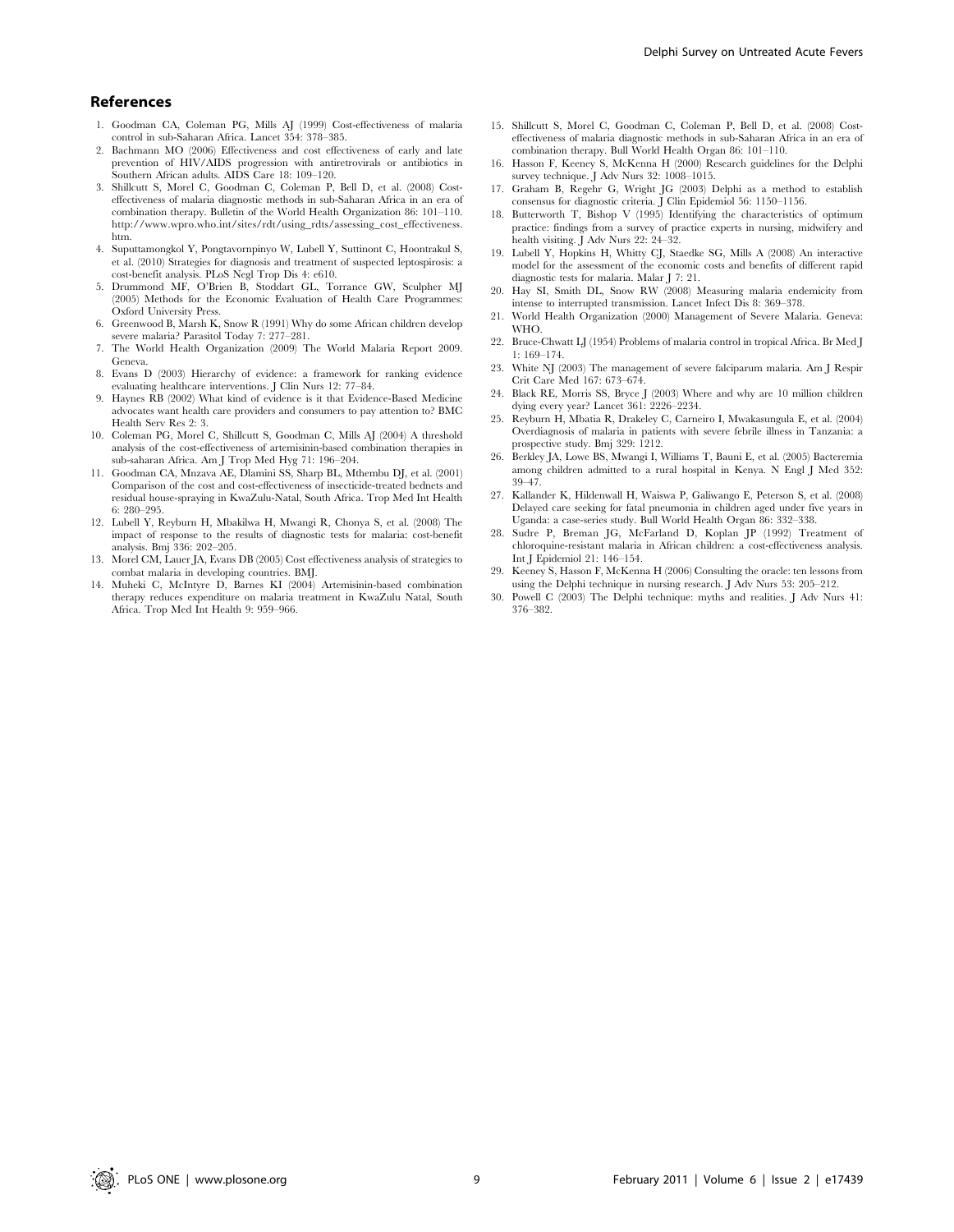## References

1. Goodman CA, Coleman PG, Mills AJ (1999) Cost-effectiveness of malaria control in sub-Saharan Africa. Lancet 354: 378–385.
2. Bachmann MO (2006) Effectiveness and cost effectiveness of early and late prevention of HIV/AIDS progression with antiretrovirals or antibiotics in Southern African adults. AIDS Care 18: 109–120.
3. Shillcutt S, Morel C, Goodman C, Coleman P, Bell D, et al. (2008) Cost-effectiveness of malaria diagnostic methods in sub-Saharan Africa in an era of combination therapy. Bulletin of the World Health Organization 86: 101–110. http://www.wpro.who.int/sites/rdt/using_rdts/assessing_cost_effectiveness.htm.
4. Suputtamongkol Y, Pongtavornpinyo W, Lubell Y, Suttinont C, Hoontrakul S, et al. (2010) Strategies for diagnosis and treatment of suspected leptospirosis: a cost-benefit analysis. PLoS Negl Trop Dis 4: e610.
5. Drummond MF, O'Brien B, Stoddart GL, Torrance GW, Sculpher MJ (2005) Methods for the Economic Evaluation of Health Care Programmes: Oxford University Press.
6. Greenwood B, Marsh K, Snow R (1991) Why do some African children develop severe malaria? Parasitol Today 7: 277–281.
7. The World Health Organization (2009) The World Malaria Report 2009. Geneva.
8. Evans D (2003) Hierarchy of evidence: a framework for ranking evidence evaluating healthcare interventions. J Clin Nurs 12: 77–84.
9. Haynes RB (2002) What kind of evidence is it that Evidence-Based Medicine advocates want health care providers and consumers to pay attention to? BMC Health Serv Res 2: 3.
10. Coleman PG, Morel C, Shillcutt S, Goodman C, Mills AJ (2004) A threshold analysis of the cost-effectiveness of artemisinin-based combination therapies in sub-saharan Africa. Am J Trop Med Hyg 71: 196–204.
11. Goodman CA, Mnzava AE, Dlamini SS, Sharp BL, Mthembu DJ, et al. (2001) Comparison of the cost and cost-effectiveness of insecticide-treated bednets and residual house-spraying in KwaZulu-Natal, South Africa. Trop Med Int Health 6: 280–295.
12. Lubell Y, Reyburn H, Mbakilwa H, Mwangi R, Chonya S, et al. (2008) The impact of response to the results of diagnostic tests for malaria: cost-benefit analysis. Bmj 336: 202–205.
13. Morel CM, Lauer JA, Evans DB (2005) Cost effectiveness analysis of strategies to combat malaria in developing countries. BMJ.
14. Muheki C, McIntyre D, Barnes KI (2004) Artemisinin-based combination therapy reduces expenditure on malaria treatment in KwaZulu Natal, South Africa. Trop Med Int Health 9: 959–966.
15. Shillcutt S, Morel C, Goodman C, Coleman P, Bell D, et al. (2008) Cost-effectiveness of malaria diagnostic methods in sub-Saharan Africa in an era of combination therapy. Bull World Health Organ 86: 101–110.
16. Hasson F, Keeney S, McKenna H (2000) Research guidelines for the Delphi survey technique. J Adv Nurs 32: 1008–1015.
17. Graham B, Regehr G, Wright JG (2003) Delphi as a method to establish consensus for diagnostic criteria. J Clin Epidemiol 56: 1150–1156.
18. Butterworth T, Bishop V (1995) Identifying the characteristics of optimum practice: findings from a survey of practice experts in nursing, midwifery and health visiting. J Adv Nurs 22: 24–32.
19. Lubell Y, Hopkins H, Whitty CJ, Staedke SG, Mills A (2008) An interactive model for the assessment of the economic costs and benefits of different rapid diagnostic tests for malaria. Malar J 7: 21.
20. Hay SI, Smith DL, Snow RW (2008) Measuring malaria endemicity from intense to interrupted transmission. Lancet Infect Dis 8: 369–378.
21. World Health Organization (2000) Management of Severe Malaria. Geneva: WHO.
22. Bruce-Chwatt LJ (1954) Problems of malaria control in tropical Africa. Br Med J 1: 169–174.
23. White NJ (2003) The management of severe falciparum malaria. Am J Respir Crit Care Med 167: 673–674.
24. Black RE, Morris SS, Bryce J (2003) Where and why are 10 million children dying every year? Lancet 361: 2226–2234.
25. Reyburn H, Mbatia R, Drakeley C, Carneiro I, Mwakasungula E, et al. (2004) Overdiagnosis of malaria in patients with severe febrile illness in Tanzania: a prospective study. Bmj 329: 1212.
26. Berkley JA, Lowe BS, Mwangi I, Williams T, Bauni E, et al. (2005) Bacteremia among children admitted to a rural hospital in Kenya. N Engl J Med 352: 39–47.
27. Kallander K, Hildenwall H, Waiswa P, Galiwango E, Peterson S, et al. (2008) Delayed care seeking for fatal pneumonia in children aged under five years in Uganda: a case-series study. Bull World Health Organ 86: 332–338.
28. Sudre P, Breman JG, McFarland D, Koplan JP (1992) Treatment of chloroquine-resistant malaria in African children: a cost-effectiveness analysis. Int J Epidemiol 21: 146–154.
29. Keeney S, Hasson F, McKenna H (2006) Consulting the oracle: ten lessons from using the Delphi technique in nursing research. J Adv Nurs 53: 205–212.
30. Powell C (2003) The Delphi technique: myths and realities. J Adv Nurs 41: 376–382.